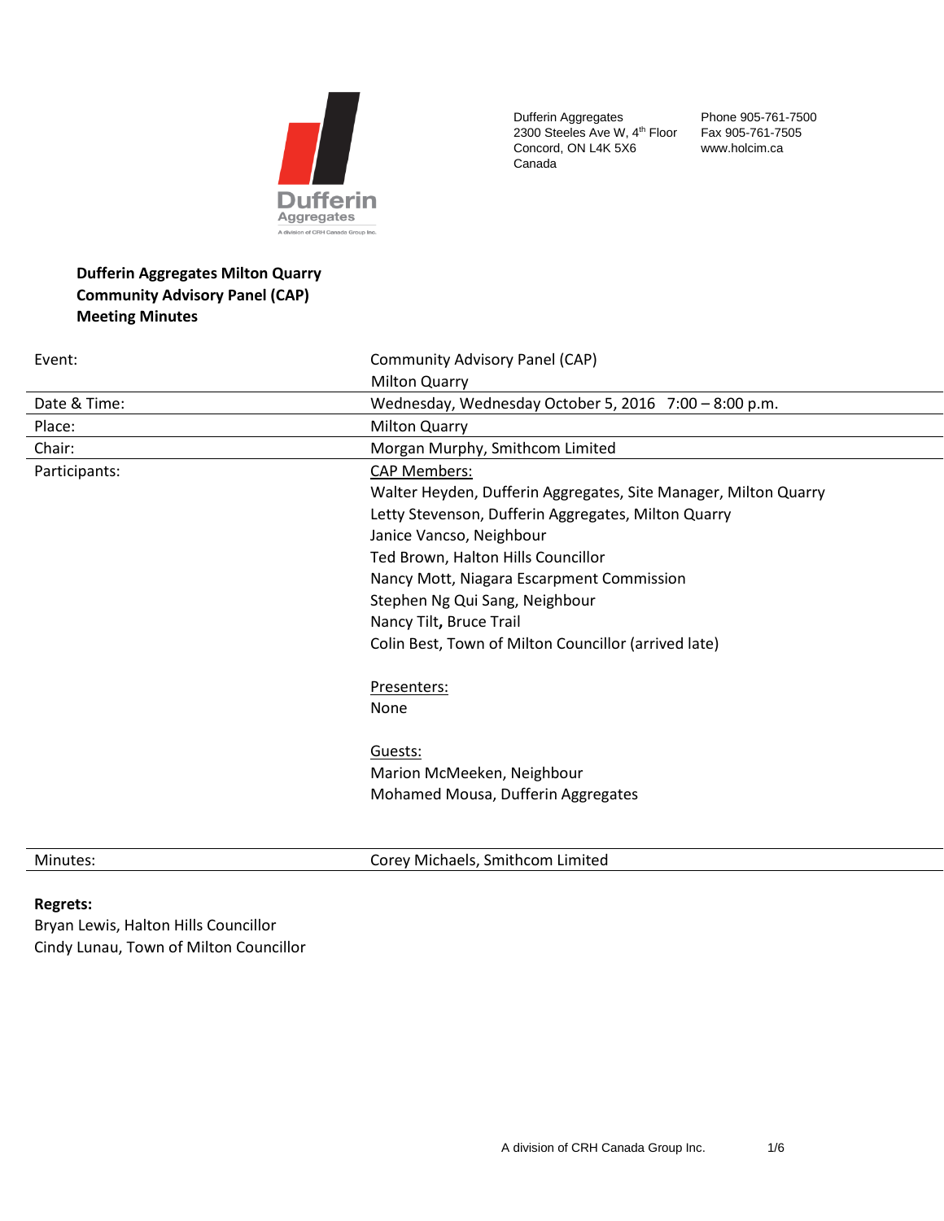Dufferin Aggregates
2300 Steeles Ave W, 4th Floor
Concord, ON L4K 5X6
Canada

Phone 905-761-7500
Fax 905-761-7505
www.holcim.ca

**Dufferin Aggregates Milton Quarry**
**Community Advisory Panel (CAP)**
**Meeting Minutes**

| | |
|---|---|
| Event: | Community Advisory Panel (CAP)<br>Milton Quarry |
| Date & Time: | Wednesday, Wednesday October 5, 2016 7:00 – 8:00 p.m. |
| Place: | Milton Quarry |
| Chair: | Morgan Murphy, Smithcom Limited |
| Participants: | CAP Members:<br>Walter Heyden, Dufferin Aggregates, Site Manager, Milton Quarry<br>Letty Stevenson, Dufferin Aggregates, Milton Quarry<br>Janice Vancso, Neighbour<br>Ted Brown, Halton Hills Councillor<br>Nancy Mott, Niagara Escarpment Commission<br>Stephen Ng Qui Sang, Neighbour<br>Nancy Tilt**,** Bruce Trail<br>Colin Best, Town of Milton Councillor (arrived late)<br><br>Presenters:<br>None<br><br>Guests:<br>Marion McMeeken, Neighbour<br>Mohamed Mousa, Dufferin Aggregates |
| Minutes: | Corey Michaels, Smithcom Limited |

**Regrets:**
Bryan Lewis, Halton Hills Councillor
Cindy Lunau, Town of Milton Councillor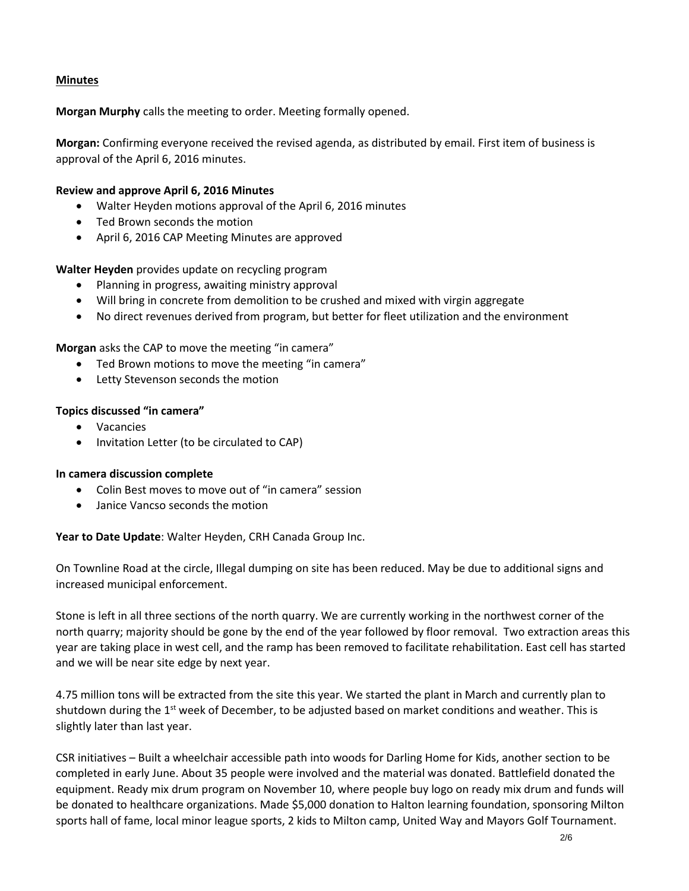**Minutes**

**Morgan Murphy** calls the meeting to order. Meeting formally opened.

**Morgan:** Confirming everyone received the revised agenda, as distributed by email. First item of business is approval of the April 6, 2016 minutes.

**Review and approve April 6, 2016 Minutes**

- Walter Heyden motions approval of the April 6, 2016 minutes
- Ted Brown seconds the motion
- April 6, 2016 CAP Meeting Minutes are approved

**Walter Heyden** provides update on recycling program

- Planning in progress, awaiting ministry approval
- Will bring in concrete from demolition to be crushed and mixed with virgin aggregate
- No direct revenues derived from program, but better for fleet utilization and the environment

**Morgan** asks the CAP to move the meeting "in camera"

- Ted Brown motions to move the meeting "in camera"
- Letty Stevenson seconds the motion

**Topics discussed "in camera"**

- Vacancies
- Invitation Letter (to be circulated to CAP)

**In camera discussion complete**

- Colin Best moves to move out of "in camera" session
- Janice Vancso seconds the motion

**Year to Date Update**: Walter Heyden, CRH Canada Group Inc.

On Townline Road at the circle, Illegal dumping on site has been reduced. May be due to additional signs and increased municipal enforcement.

Stone is left in all three sections of the north quarry. We are currently working in the northwest corner of the north quarry; majority should be gone by the end of the year followed by floor removal. Two extraction areas this year are taking place in west cell, and the ramp has been removed to facilitate rehabilitation. East cell has started and we will be near site edge by next year.

4.75 million tons will be extracted from the site this year. We started the plant in March and currently plan to shutdown during the 1st week of December, to be adjusted based on market conditions and weather. This is slightly later than last year.

CSR initiatives – Built a wheelchair accessible path into woods for Darling Home for Kids, another section to be completed in early June. About 35 people were involved and the material was donated. Battlefield donated the equipment. Ready mix drum program on November 10, where people buy logo on ready mix drum and funds will be donated to healthcare organizations. Made $5,000 donation to Halton learning foundation, sponsoring Milton sports hall of fame, local minor league sports, 2 kids to Milton camp, United Way and Mayors Golf Tournament.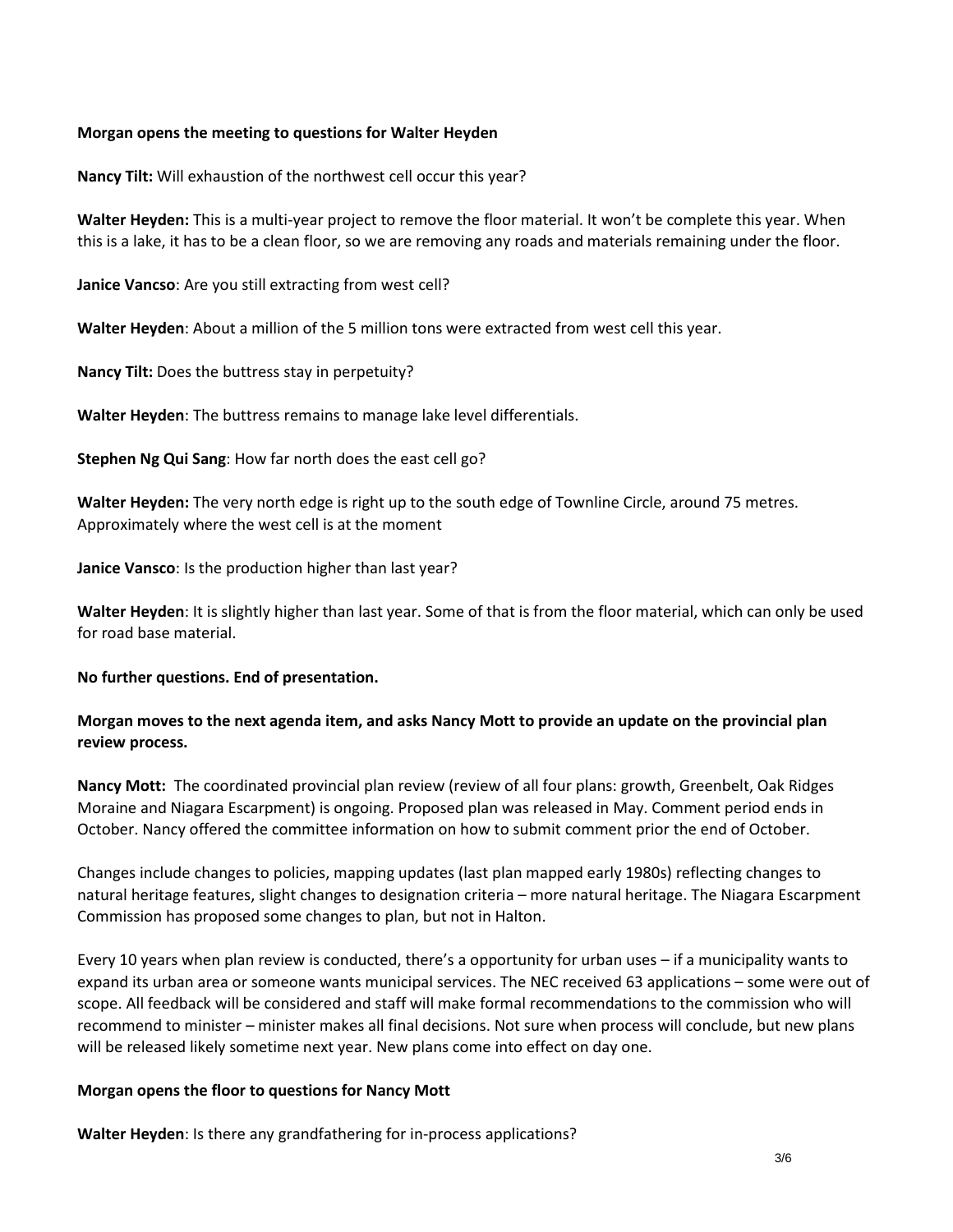**Morgan opens the meeting to questions for Walter Heyden**

**Nancy Tilt:** Will exhaustion of the northwest cell occur this year?

**Walter Heyden:** This is a multi-year project to remove the floor material. It won't be complete this year. When this is a lake, it has to be a clean floor, so we are removing any roads and materials remaining under the floor.

**Janice Vancso**: Are you still extracting from west cell?

**Walter Heyden**: About a million of the 5 million tons were extracted from west cell this year.

**Nancy Tilt:** Does the buttress stay in perpetuity?

**Walter Heyden**: The buttress remains to manage lake level differentials.

**Stephen Ng Qui Sang**: How far north does the east cell go?

**Walter Heyden:** The very north edge is right up to the south edge of Townline Circle, around 75 metres. Approximately where the west cell is at the moment

**Janice Vansco**: Is the production higher than last year?

**Walter Heyden**: It is slightly higher than last year. Some of that is from the floor material, which can only be used for road base material.

**No further questions. End of presentation.**

**Morgan moves to the next agenda item, and asks Nancy Mott to provide an update on the provincial plan review process.**

**Nancy Mott:** The coordinated provincial plan review (review of all four plans: growth, Greenbelt, Oak Ridges Moraine and Niagara Escarpment) is ongoing. Proposed plan was released in May. Comment period ends in October. Nancy offered the committee information on how to submit comment prior the end of October.

Changes include changes to policies, mapping updates (last plan mapped early 1980s) reflecting changes to natural heritage features, slight changes to designation criteria – more natural heritage. The Niagara Escarpment Commission has proposed some changes to plan, but not in Halton.

Every 10 years when plan review is conducted, there's a opportunity for urban uses – if a municipality wants to expand its urban area or someone wants municipal services. The NEC received 63 applications – some were out of scope. All feedback will be considered and staff will make formal recommendations to the commission who will recommend to minister – minister makes all final decisions. Not sure when process will conclude, but new plans will be released likely sometime next year. New plans come into effect on day one.

**Morgan opens the floor to questions for Nancy Mott**

**Walter Heyden**: Is there any grandfathering for in-process applications?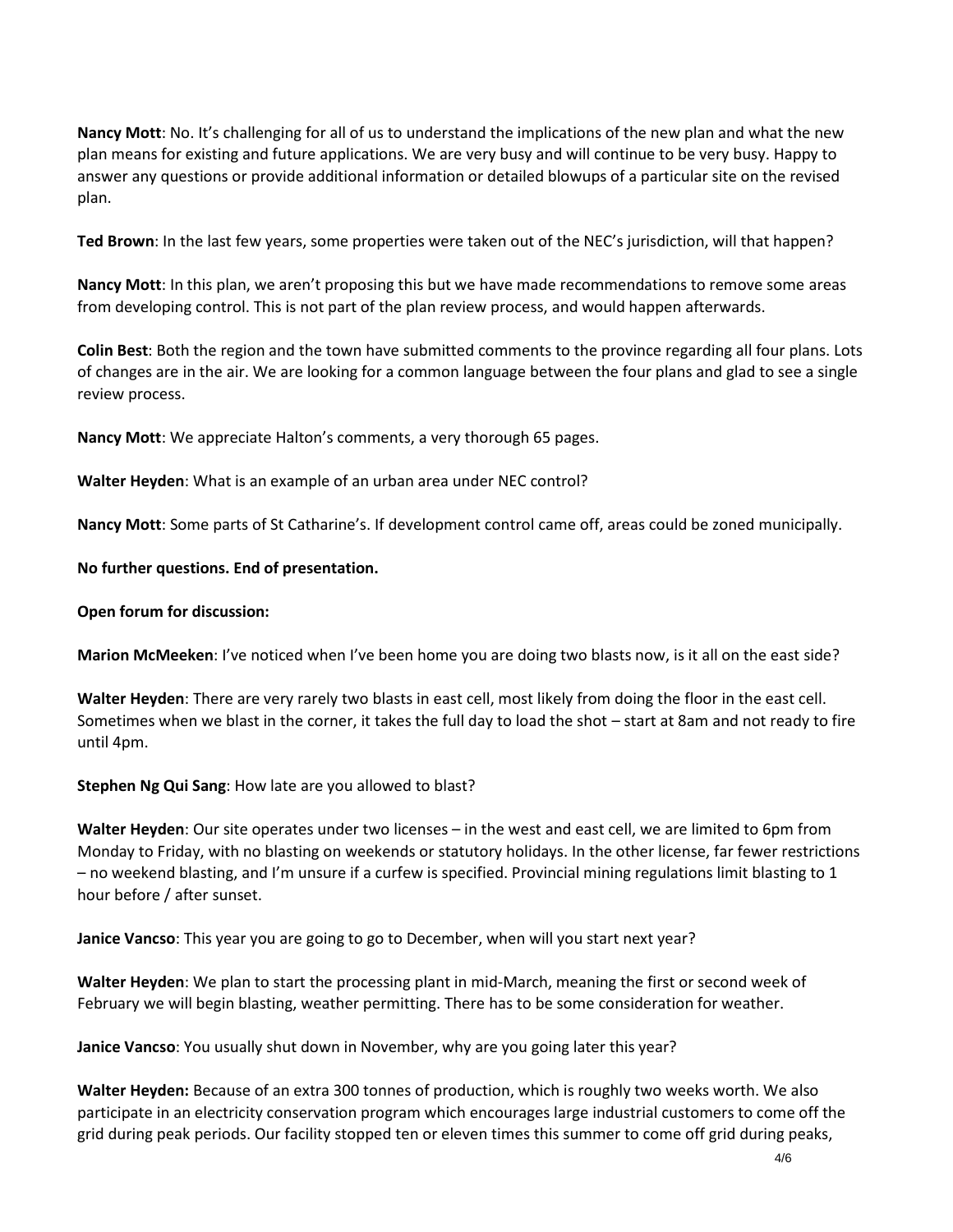**Nancy Mott**: No. It's challenging for all of us to understand the implications of the new plan and what the new plan means for existing and future applications. We are very busy and will continue to be very busy. Happy to answer any questions or provide additional information or detailed blowups of a particular site on the revised plan.

**Ted Brown**: In the last few years, some properties were taken out of the NEC's jurisdiction, will that happen?

**Nancy Mott**: In this plan, we aren't proposing this but we have made recommendations to remove some areas from developing control. This is not part of the plan review process, and would happen afterwards.

**Colin Best**: Both the region and the town have submitted comments to the province regarding all four plans. Lots of changes are in the air. We are looking for a common language between the four plans and glad to see a single review process.

**Nancy Mott**: We appreciate Halton's comments, a very thorough 65 pages.

**Walter Heyden**: What is an example of an urban area under NEC control?

**Nancy Mott**: Some parts of St Catharine's. If development control came off, areas could be zoned municipally.

**No further questions. End of presentation.**

**Open forum for discussion:**

**Marion McMeeken**: I've noticed when I've been home you are doing two blasts now, is it all on the east side?

**Walter Heyden**: There are very rarely two blasts in east cell, most likely from doing the floor in the east cell. Sometimes when we blast in the corner, it takes the full day to load the shot – start at 8am and not ready to fire until 4pm.

**Stephen Ng Qui Sang**: How late are you allowed to blast?

**Walter Heyden**: Our site operates under two licenses – in the west and east cell, we are limited to 6pm from Monday to Friday, with no blasting on weekends or statutory holidays. In the other license, far fewer restrictions – no weekend blasting, and I'm unsure if a curfew is specified. Provincial mining regulations limit blasting to 1 hour before / after sunset.

**Janice Vancso**: This year you are going to go to December, when will you start next year?

**Walter Heyden**: We plan to start the processing plant in mid-March, meaning the first or second week of February we will begin blasting, weather permitting. There has to be some consideration for weather.

**Janice Vancso**: You usually shut down in November, why are you going later this year?

**Walter Heyden:** Because of an extra 300 tonnes of production, which is roughly two weeks worth. We also participate in an electricity conservation program which encourages large industrial customers to come off the grid during peak periods. Our facility stopped ten or eleven times this summer to come off grid during peaks,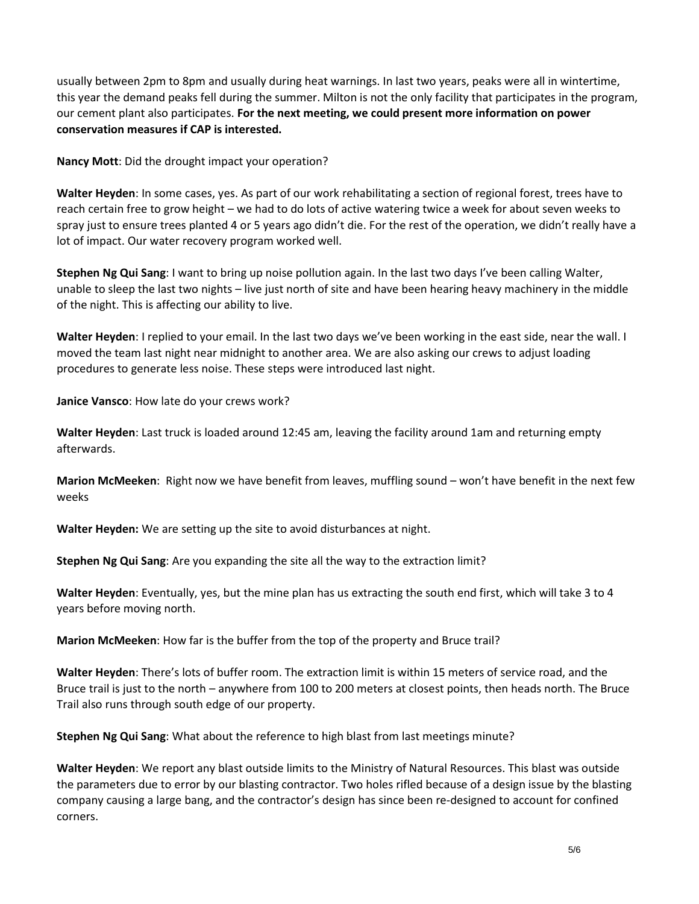usually between 2pm to 8pm and usually during heat warnings. In last two years, peaks were all in wintertime, this year the demand peaks fell during the summer. Milton is not the only facility that participates in the program, our cement plant also participates. **For the next meeting, we could present more information on power conservation measures if CAP is interested.**

**Nancy Mott**: Did the drought impact your operation?

**Walter Heyden**: In some cases, yes. As part of our work rehabilitating a section of regional forest, trees have to reach certain free to grow height – we had to do lots of active watering twice a week for about seven weeks to spray just to ensure trees planted 4 or 5 years ago didn't die. For the rest of the operation, we didn't really have a lot of impact. Our water recovery program worked well.

**Stephen Ng Qui Sang**: I want to bring up noise pollution again. In the last two days I've been calling Walter, unable to sleep the last two nights – live just north of site and have been hearing heavy machinery in the middle of the night. This is affecting our ability to live.

**Walter Heyden**: I replied to your email. In the last two days we've been working in the east side, near the wall. I moved the team last night near midnight to another area. We are also asking our crews to adjust loading procedures to generate less noise. These steps were introduced last night.

**Janice Vansco**: How late do your crews work?

**Walter Heyden**: Last truck is loaded around 12:45 am, leaving the facility around 1am and returning empty afterwards.

**Marion McMeeken**: Right now we have benefit from leaves, muffling sound – won't have benefit in the next few weeks

**Walter Heyden:** We are setting up the site to avoid disturbances at night.

**Stephen Ng Qui Sang**: Are you expanding the site all the way to the extraction limit?

**Walter Heyden**: Eventually, yes, but the mine plan has us extracting the south end first, which will take 3 to 4 years before moving north.

**Marion McMeeken**: How far is the buffer from the top of the property and Bruce trail?

**Walter Heyden**: There's lots of buffer room. The extraction limit is within 15 meters of service road, and the Bruce trail is just to the north – anywhere from 100 to 200 meters at closest points, then heads north. The Bruce Trail also runs through south edge of our property.

**Stephen Ng Qui Sang**: What about the reference to high blast from last meetings minute?

**Walter Heyden**: We report any blast outside limits to the Ministry of Natural Resources. This blast was outside the parameters due to error by our blasting contractor. Two holes rifled because of a design issue by the blasting company causing a large bang, and the contractor's design has since been re-designed to account for confined corners.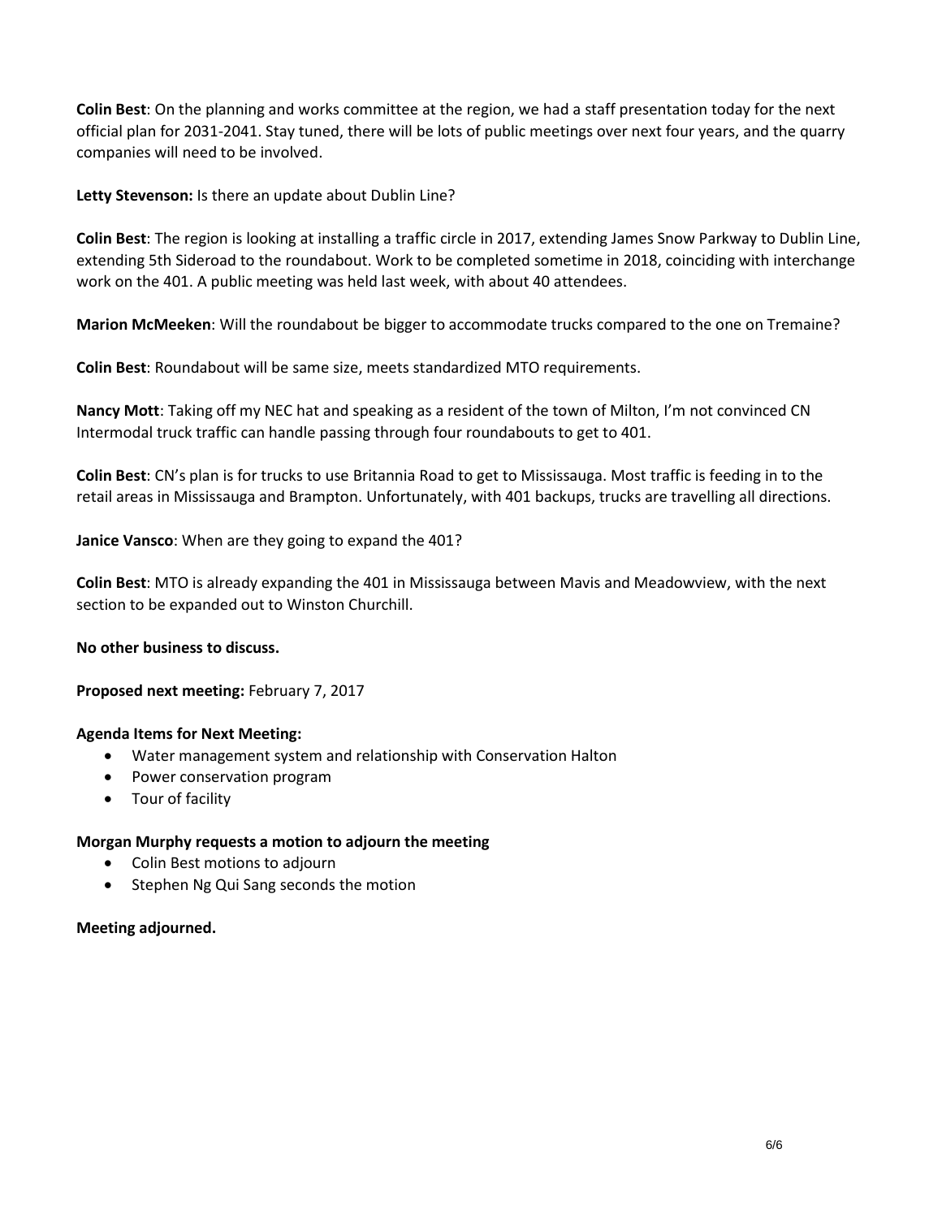**Colin Best**: On the planning and works committee at the region, we had a staff presentation today for the next official plan for 2031-2041. Stay tuned, there will be lots of public meetings over next four years, and the quarry companies will need to be involved.

**Letty Stevenson:** Is there an update about Dublin Line?

**Colin Best**: The region is looking at installing a traffic circle in 2017, extending James Snow Parkway to Dublin Line, extending 5th Sideroad to the roundabout. Work to be completed sometime in 2018, coinciding with interchange work on the 401. A public meeting was held last week, with about 40 attendees.

**Marion McMeeken**: Will the roundabout be bigger to accommodate trucks compared to the one on Tremaine?

**Colin Best**: Roundabout will be same size, meets standardized MTO requirements.

**Nancy Mott**: Taking off my NEC hat and speaking as a resident of the town of Milton, I'm not convinced CN Intermodal truck traffic can handle passing through four roundabouts to get to 401.

**Colin Best**: CN's plan is for trucks to use Britannia Road to get to Mississauga. Most traffic is feeding in to the retail areas in Mississauga and Brampton. Unfortunately, with 401 backups, trucks are travelling all directions.

**Janice Vansco**: When are they going to expand the 401?

**Colin Best**: MTO is already expanding the 401 in Mississauga between Mavis and Meadowview, with the next section to be expanded out to Winston Churchill.

**No other business to discuss.**

**Proposed next meeting:** February 7, 2017

**Agenda Items for Next Meeting:**

- Water management system and relationship with Conservation Halton
- Power conservation program
- Tour of facility

**Morgan Murphy requests a motion to adjourn the meeting**

- Colin Best motions to adjourn
- Stephen Ng Qui Sang seconds the motion

**Meeting adjourned.**